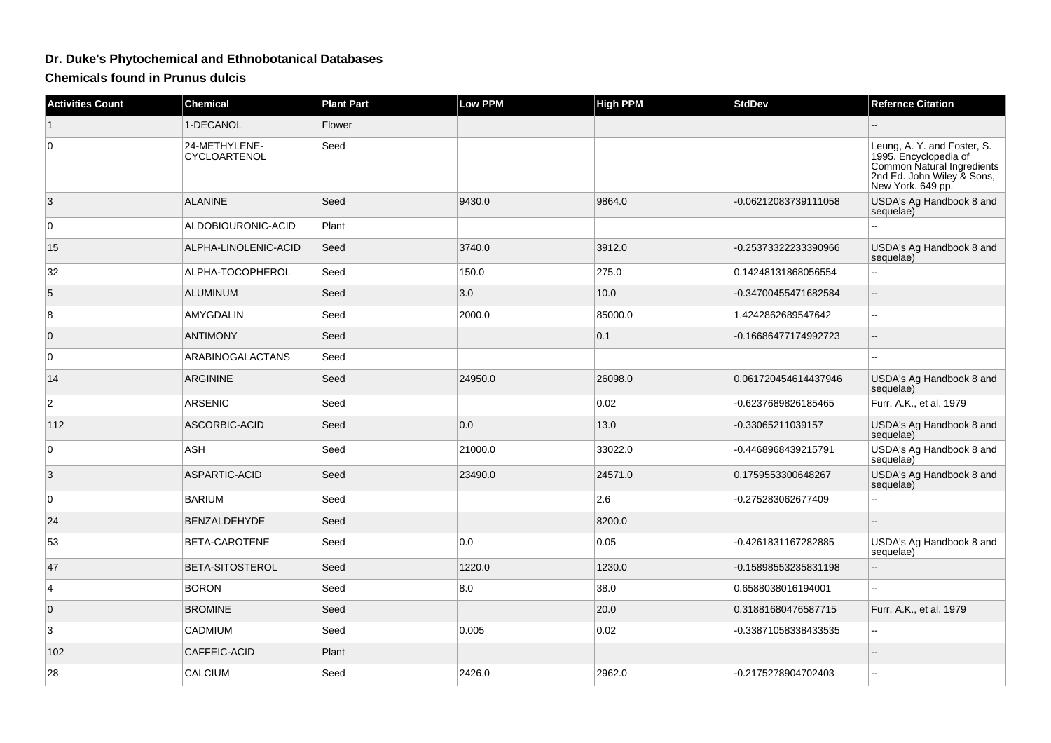# Dr. Duke's Phytochemical and Ethnobotanical Databases

## Chemicals found in Prunus dulcis

| Activities Count | Chemical | Plant Part | Low PPM | High PPM | StdDev | Refernce Citation |
|---|---|---|---|---|---|---|
| 1 | 1-DECANOL | Flower | | | | -- |
| 0 | 24-METHYLENE-CYCLOARTENOL | Seed | | | | Leung, A. Y. and Foster, S. 1995. Encyclopedia of Common Natural Ingredients 2nd Ed. John Wiley & Sons, New York. 649 pp. |
| 3 | ALANINE | Seed | 9430.0 | 9864.0 | -0.06212083739111058 | USDA's Ag Handbook 8 and sequelae) |
| 0 | ALDOBIOURONIC-ACID | Plant | | | | -- |
| 15 | ALPHA-LINOLENIC-ACID | Seed | 3740.0 | 3912.0 | -0.25373322233390966 | USDA's Ag Handbook 8 and sequelae) |
| 32 | ALPHA-TOCOPHEROL | Seed | 150.0 | 275.0 | 0.14248131868056554 | -- |
| 5 | ALUMINUM | Seed | 3.0 | 10.0 | -0.34700455471682584 | -- |
| 8 | AMYGDALIN | Seed | 2000.0 | 85000.0 | 1.4242862689547642 | -- |
| 0 | ANTIMONY | Seed | | 0.1 | -0.16686477174992723 | -- |
| 0 | ARABINOGALACTANS | Seed | | | | -- |
| 14 | ARGININE | Seed | 24950.0 | 26098.0 | 0.061720454614437946 | USDA's Ag Handbook 8 and sequelae) |
| 2 | ARSENIC | Seed | | 0.02 | -0.6237689826185465 | Furr, A.K., et al. 1979 |
| 112 | ASCORBIC-ACID | Seed | 0.0 | 13.0 | -0.33065211039157 | USDA's Ag Handbook 8 and sequelae) |
| 0 | ASH | Seed | 21000.0 | 33022.0 | -0.4468968439215791 | USDA's Ag Handbook 8 and sequelae) |
| 3 | ASPARTIC-ACID | Seed | 23490.0 | 24571.0 | 0.1759553300648267 | USDA's Ag Handbook 8 and sequelae) |
| 0 | BARIUM | Seed | | 2.6 | -0.275283062677409 | -- |
| 24 | BENZALDEHYDE | Seed | | 8200.0 | | -- |
| 53 | BETA-CAROTENE | Seed | 0.0 | 0.05 | -0.4261831167282885 | USDA's Ag Handbook 8 and sequelae) |
| 47 | BETA-SITOSTEROL | Seed | 1220.0 | 1230.0 | -0.15898553235831198 | -- |
| 4 | BORON | Seed | 8.0 | 38.0 | 0.6588038016194001 | -- |
| 0 | BROMINE | Seed | | 20.0 | 0.31881680476587715 | Furr, A.K., et al. 1979 |
| 3 | CADMIUM | Seed | 0.005 | 0.02 | -0.33871058338433535 | -- |
| 102 | CAFFEIC-ACID | Plant | | | | -- |
| 28 | CALCIUM | Seed | 2426.0 | 2962.0 | -0.2175278904702403 | -- |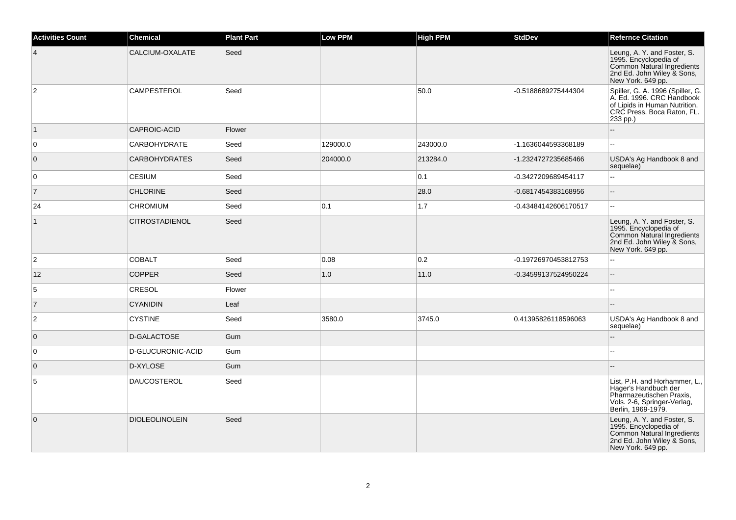| Activities Count | Chemical | Plant Part | Low PPM | High PPM | StdDev | Refernce Citation |
|---|---|---|---|---|---|---|
| 4 | CALCIUM-OXALATE | Seed | | | | Leung, A. Y. and Foster, S. 1995. Encyclopedia of Common Natural Ingredients 2nd Ed. John Wiley & Sons, New York. 649 pp. |
| 2 | CAMPESTEROL | Seed | | 50.0 | -0.5188689275444304 | Spiller, G. A. 1996 (Spiller, G. A. Ed. 1996. CRC Handbook of Lipids in Human Nutrition. CRC Press. Boca Raton, FL. 233 pp.) |
| 1 | CAPROIC-ACID | Flower | | | | -- |
| 0 | CARBOHYDRATE | Seed | 129000.0 | 243000.0 | -1.1636044593368189 | -- |
| 0 | CARBOHYDRATES | Seed | 204000.0 | 213284.0 | -1.2324727235685466 | USDA's Ag Handbook 8 and sequelae) |
| 0 | CESIUM | Seed | | 0.1 | -0.3427209689454117 | -- |
| 7 | CHLORINE | Seed | | 28.0 | -0.6817454383168956 | -- |
| 24 | CHROMIUM | Seed | 0.1 | 1.7 | -0.43484142606170517 | -- |
| 1 | CITROSTADIENOL | Seed | | | | Leung, A. Y. and Foster, S. 1995. Encyclopedia of Common Natural Ingredients 2nd Ed. John Wiley & Sons, New York. 649 pp. |
| 2 | COBALT | Seed | 0.08 | 0.2 | -0.19726970453812753 | -- |
| 12 | COPPER | Seed | 1.0 | 11.0 | -0.34599137524950224 | -- |
| 5 | CRESOL | Flower | | | | -- |
| 7 | CYANIDIN | Leaf | | | | -- |
| 2 | CYSTINE | Seed | 3580.0 | 3745.0 | 0.41395826118596063 | USDA's Ag Handbook 8 and sequelae) |
| 0 | D-GALACTOSE | Gum | | | | -- |
| 0 | D-GLUCURONIC-ACID | Gum | | | | -- |
| 0 | D-XYLOSE | Gum | | | | -- |
| 5 | DAUCOSTEROL | Seed | | | | List, P.H. and Horhammer, L., Hager's Handbuch der Pharmazeutischen Praxis, Vols. 2-6, Springer-Verlag, Berlin, 1969-1979. |
| 0 | DIOLEOLINOLEIN | Seed | | | | Leung, A. Y. and Foster, S. 1995. Encyclopedia of Common Natural Ingredients 2nd Ed. John Wiley & Sons, New York. 649 pp. |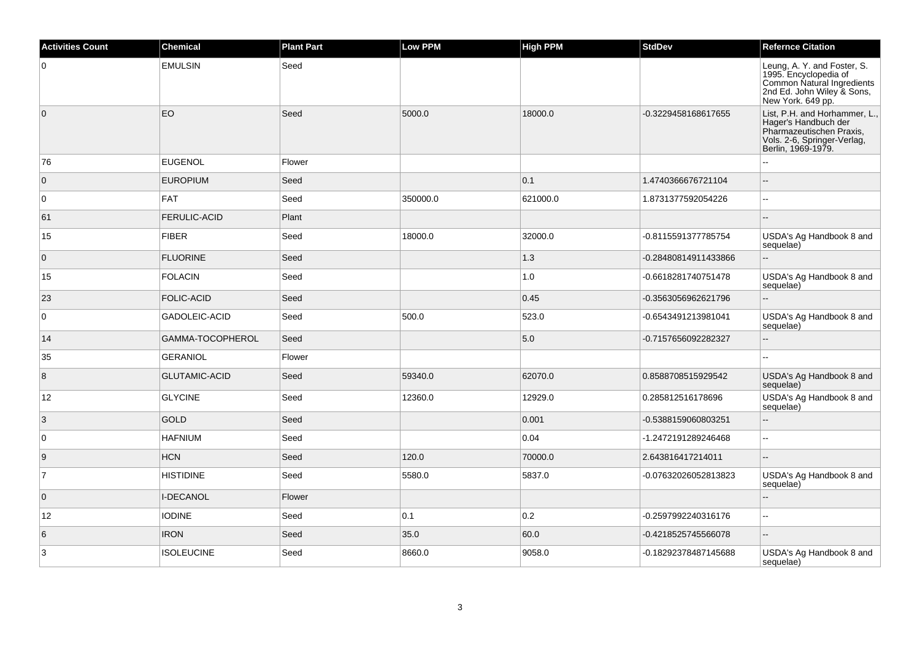| Activities Count | Chemical | Plant Part | Low PPM | High PPM | StdDev | Refernce Citation |
| --- | --- | --- | --- | --- | --- | --- |
| 0 | EMULSIN | Seed | | | | Leung, A. Y. and Foster, S. 1995. Encyclopedia of Common Natural Ingredients 2nd Ed. John Wiley & Sons, New York. 649 pp. |
| 0 | EO | Seed | 5000.0 | 18000.0 | -0.3229458168617655 | List, P.H. and Horhammer, L., Hager's Handbuch der Pharmazeutischen Praxis, Vols. 2-6, Springer-Verlag, Berlin, 1969-1979. |
| 76 | EUGENOL | Flower | | | | -- |
| 0 | EUROPIUM | Seed | | 0.1 | 1.4740366676721104 | -- |
| 0 | FAT | Seed | 350000.0 | 621000.0 | 1.8731377592054226 | -- |
| 61 | FERULIC-ACID | Plant | | | | -- |
| 15 | FIBER | Seed | 18000.0 | 32000.0 | -0.8115591377785754 | USDA's Ag Handbook 8 and sequelae) |
| 0 | FLUORINE | Seed | | 1.3 | -0.28480814911433866 | -- |
| 15 | FOLACIN | Seed | | 1.0 | -0.6618281740751478 | USDA's Ag Handbook 8 and sequelae) |
| 23 | FOLIC-ACID | Seed | | 0.45 | -0.3563056962621796 | -- |
| 0 | GADOLEIC-ACID | Seed | 500.0 | 523.0 | -0.6543491213981041 | USDA's Ag Handbook 8 and sequelae) |
| 14 | GAMMA-TOCOPHEROL | Seed | | 5.0 | -0.7157656092282327 | -- |
| 35 | GERANIOL | Flower | | | | -- |
| 8 | GLUTAMIC-ACID | Seed | 59340.0 | 62070.0 | 0.8588708515929542 | USDA's Ag Handbook 8 and sequelae) |
| 12 | GLYCINE | Seed | 12360.0 | 12929.0 | 0.285812516178696 | USDA's Ag Handbook 8 and sequelae) |
| 3 | GOLD | Seed | | 0.001 | -0.5388159060803251 | -- |
| 0 | HAFNIUM | Seed | | 0.04 | -1.2472191289246468 | -- |
| 9 | HCN | Seed | 120.0 | 70000.0 | 2.643816417214011 | -- |
| 7 | HISTIDINE | Seed | 5580.0 | 5837.0 | -0.07632026052813823 | USDA's Ag Handbook 8 and sequelae) |
| 0 | I-DECANOL | Flower | | | | -- |
| 12 | IODINE | Seed | 0.1 | 0.2 | -0.2597992240316176 | -- |
| 6 | IRON | Seed | 35.0 | 60.0 | -0.4218525745566078 | -- |
| 3 | ISOLEUCINE | Seed | 8660.0 | 9058.0 | -0.18292378487145688 | USDA's Ag Handbook 8 and sequelae) |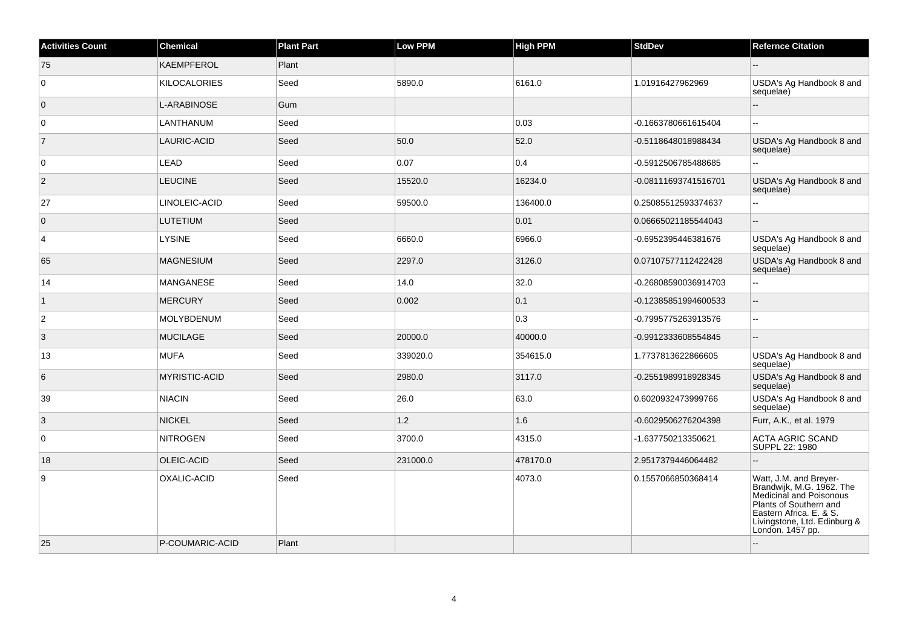| Activities Count | Chemical | Plant Part | Low PPM | High PPM | StdDev | Refernce Citation |
| --- | --- | --- | --- | --- | --- | --- |
| 75 | KAEMPFEROL | Plant | | | | -- |
| 0 | KILOCALORIES | Seed | 5890.0 | 6161.0 | 1.01916427962969 | USDA's Ag Handbook 8 and sequelae) |
| 0 | L-ARABINOSE | Gum | | | | -- |
| 0 | LANTHANUM | Seed | | 0.03 | -0.1663780661615404 | -- |
| 7 | LAURIC-ACID | Seed | 50.0 | 52.0 | -0.5118648018988434 | USDA's Ag Handbook 8 and sequelae) |
| 0 | LEAD | Seed | 0.07 | 0.4 | -0.5912506785488685 | -- |
| 2 | LEUCINE | Seed | 15520.0 | 16234.0 | -0.08111693741516701 | USDA's Ag Handbook 8 and sequelae) |
| 27 | LINOLEIC-ACID | Seed | 59500.0 | 136400.0 | 0.25085512593374637 | -- |
| 0 | LUTETIUM | Seed | | 0.01 | 0.06665021185544043 | -- |
| 4 | LYSINE | Seed | 6660.0 | 6966.0 | -0.6952395446381676 | USDA's Ag Handbook 8 and sequelae) |
| 65 | MAGNESIUM | Seed | 2297.0 | 3126.0 | 0.07107577112422428 | USDA's Ag Handbook 8 and sequelae) |
| 14 | MANGANESE | Seed | 14.0 | 32.0 | -0.26808590036914703 | -- |
| 1 | MERCURY | Seed | 0.002 | 0.1 | -0.12385851994600533 | -- |
| 2 | MOLYBDENUM | Seed | | 0.3 | -0.7995775263913576 | -- |
| 3 | MUCILAGE | Seed | 20000.0 | 40000.0 | -0.9912333608554845 | -- |
| 13 | MUFA | Seed | 339020.0 | 354615.0 | 1.7737813622866605 | USDA's Ag Handbook 8 and sequelae) |
| 6 | MYRISTIC-ACID | Seed | 2980.0 | 3117.0 | -0.2551989918928345 | USDA's Ag Handbook 8 and sequelae) |
| 39 | NIACIN | Seed | 26.0 | 63.0 | 0.6020932473999766 | USDA's Ag Handbook 8 and sequelae) |
| 3 | NICKEL | Seed | 1.2 | 1.6 | -0.6029506276204398 | Furr, A.K., et al. 1979 |
| 0 | NITROGEN | Seed | 3700.0 | 4315.0 | -1.637750213350621 | ACTA AGRIC SCAND SUPPL 22: 1980 |
| 18 | OLEIC-ACID | Seed | 231000.0 | 478170.0 | 2.9517379446064482 | -- |
| 9 | OXALIC-ACID | Seed | | 4073.0 | 0.1557066850368414 | Watt, J.M. and Breyer-Brandwijk, M.G. 1962. The Medicinal and Poisonous Plants of Southern and Eastern Africa. E. & S. Livingstone, Ltd. Edinburg & London. 1457 pp. |
| 25 | P-COUMARIC-ACID | Plant | | | | -- |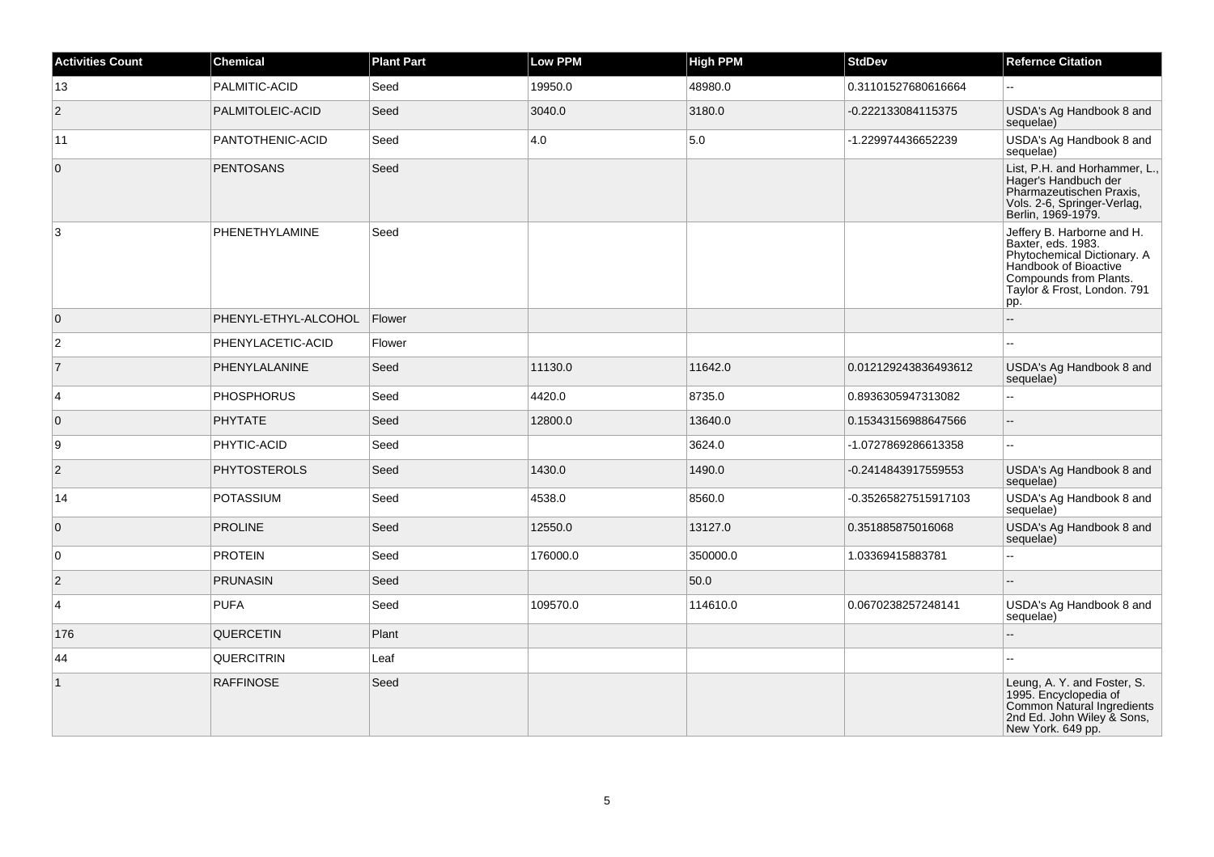| Activities Count | Chemical | Plant Part | Low PPM | High PPM | StdDev | Refernce Citation |
| --- | --- | --- | --- | --- | --- | --- |
| 13 | PALMITIC-ACID | Seed | 19950.0 | 48980.0 | 0.31101527680616664 | -- |
| 2 | PALMITOLEIC-ACID | Seed | 3040.0 | 3180.0 | -0.222133084115375 | USDA's Ag Handbook 8 and sequelae) |
| 11 | PANTOTHENIC-ACID | Seed | 4.0 | 5.0 | -1.229974436652239 | USDA's Ag Handbook 8 and sequelae) |
| 0 | PENTOSANS | Seed | | | | List, P.H. and Horhammer, L., Hager's Handbuch der Pharmazeutischen Praxis, Vols. 2-6, Springer-Verlag, Berlin, 1969-1979. |
| 3 | PHENETHYLAMINE | Seed | | | | Jeffery B. Harborne and H. Baxter, eds. 1983. Phytochemical Dictionary. A Handbook of Bioactive Compounds from Plants. Taylor & Frost, London. 791 pp. |
| 0 | PHENYL-ETHYL-ALCOHOL | Flower | | | | -- |
| 2 | PHENYLACETIC-ACID | Flower | | | | -- |
| 7 | PHENYLALANINE | Seed | 11130.0 | 11642.0 | 0.012129243836493612 | USDA's Ag Handbook 8 and sequelae) |
| 4 | PHOSPHORUS | Seed | 4420.0 | 8735.0 | 0.8936305947313082 | -- |
| 0 | PHYTATE | Seed | 12800.0 | 13640.0 | 0.15343156988647566 | -- |
| 9 | PHYTIC-ACID | Seed | | 3624.0 | -1.0727869286613358 | -- |
| 2 | PHYTOSTEROLS | Seed | 1430.0 | 1490.0 | -0.2414843917559553 | USDA's Ag Handbook 8 and sequelae) |
| 14 | POTASSIUM | Seed | 4538.0 | 8560.0 | -0.35265827515917103 | USDA's Ag Handbook 8 and sequelae) |
| 0 | PROLINE | Seed | 12550.0 | 13127.0 | 0.351885875016068 | USDA's Ag Handbook 8 and sequelae) |
| 0 | PROTEIN | Seed | 176000.0 | 350000.0 | 1.03369415883781 | -- |
| 2 | PRUNASIN | Seed | | 50.0 | | -- |
| 4 | PUFA | Seed | 109570.0 | 114610.0 | 0.0670238257248141 | USDA's Ag Handbook 8 and sequelae) |
| 176 | QUERCETIN | Plant | | | | -- |
| 44 | QUERCITRIN | Leaf | | | | -- |
| 1 | RAFFINOSE | Seed | | | | Leung, A. Y. and Foster, S. 1995. Encyclopedia of Common Natural Ingredients 2nd Ed. John Wiley & Sons, New York. 649 pp. |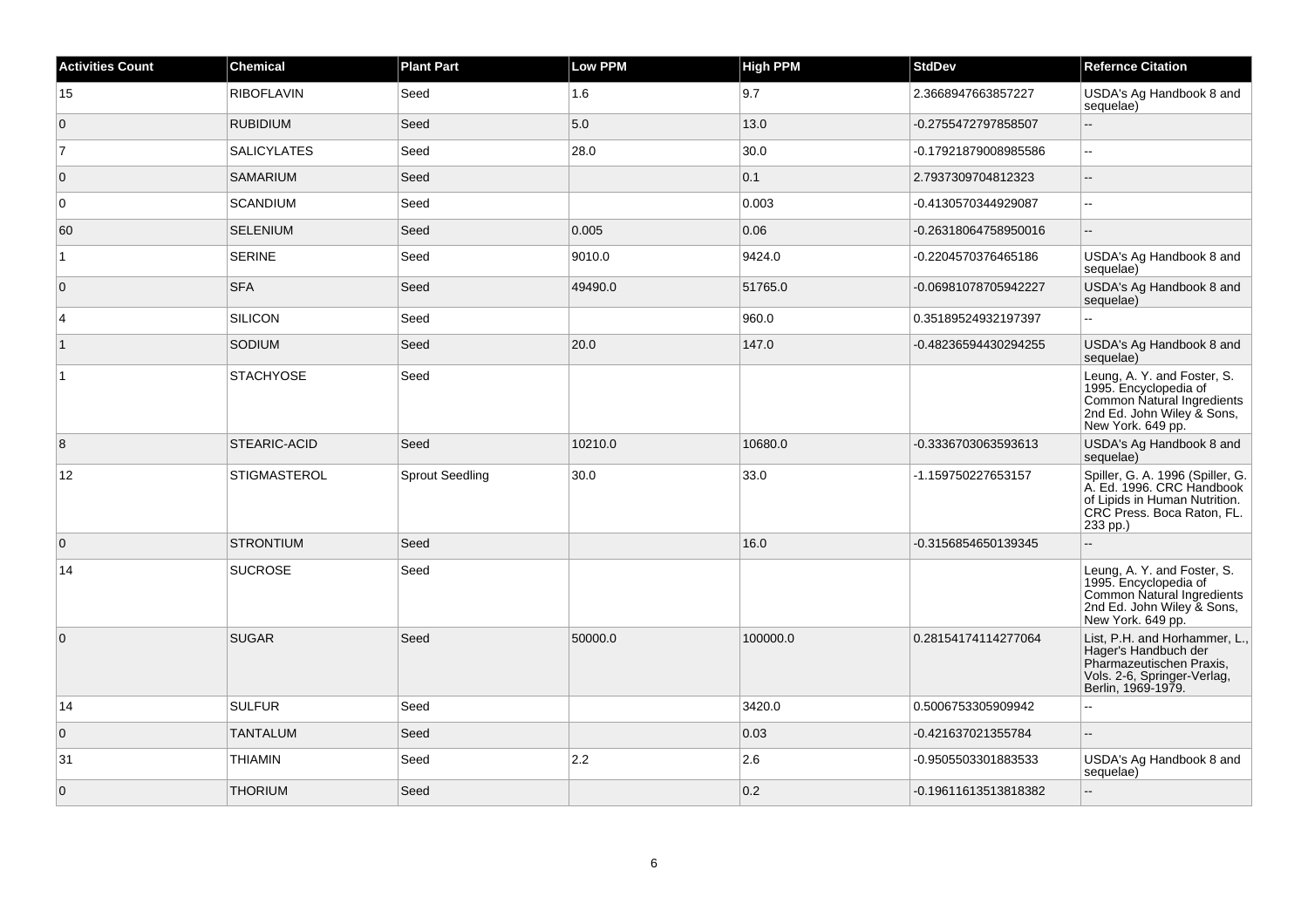| Activities Count | Chemical | Plant Part | Low PPM | High PPM | StdDev | Refernce Citation |
| --- | --- | --- | --- | --- | --- | --- |
| 15 | RIBOFLAVIN | Seed | 1.6 | 9.7 | 2.3668947663857227 | USDA's Ag Handbook 8 and sequelae) |
| 0 | RUBIDIUM | Seed | 5.0 | 13.0 | -0.2755472797858507 | -- |
| 7 | SALICYLATES | Seed | 28.0 | 30.0 | -0.17921879008985586 | -- |
| 0 | SAMARIUM | Seed | | 0.1 | 2.7937309704812323 | -- |
| 0 | SCANDIUM | Seed | | 0.003 | -0.4130570344929087 | -- |
| 60 | SELENIUM | Seed | 0.005 | 0.06 | -0.26318064758950016 | -- |
| 1 | SERINE | Seed | 9010.0 | 9424.0 | -0.2204570376465186 | USDA's Ag Handbook 8 and sequelae) |
| 0 | SFA | Seed | 49490.0 | 51765.0 | -0.06981078705942227 | USDA's Ag Handbook 8 and sequelae) |
| 4 | SILICON | Seed | | 960.0 | 0.35189524932197397 | -- |
| 1 | SODIUM | Seed | 20.0 | 147.0 | -0.48236594430294255 | USDA's Ag Handbook 8 and sequelae) |
| 1 | STACHYOSE | Seed | | | | Leung, A. Y. and Foster, S. 1995. Encyclopedia of Common Natural Ingredients 2nd Ed. John Wiley & Sons, New York. 649 pp. |
| 8 | STEARIC-ACID | Seed | 10210.0 | 10680.0 | -0.3336703063593613 | USDA's Ag Handbook 8 and sequelae) |
| 12 | STIGMASTEROL | Sprout Seedling | 30.0 | 33.0 | -1.159750227653157 | Spiller, G. A. 1996 (Spiller, G. A. Ed. 1996. CRC Handbook of Lipids in Human Nutrition. CRC Press. Boca Raton, FL. 233 pp.) |
| 0 | STRONTIUM | Seed | | 16.0 | -0.3156854650139345 | -- |
| 14 | SUCROSE | Seed | | | | Leung, A. Y. and Foster, S. 1995. Encyclopedia of Common Natural Ingredients 2nd Ed. John Wiley & Sons, New York. 649 pp. |
| 0 | SUGAR | Seed | 50000.0 | 100000.0 | 0.28154174114277064 | List, P.H. and Horhammer, L., Hager's Handbuch der Pharmazeutischen Praxis, Vols. 2-6, Springer-Verlag, Berlin, 1969-1979. |
| 14 | SULFUR | Seed | | 3420.0 | 0.5006753305909942 | -- |
| 0 | TANTALUM | Seed | | 0.03 | -0.421637021355784 | -- |
| 31 | THIAMIN | Seed | 2.2 | 2.6 | -0.9505503301883533 | USDA's Ag Handbook 8 and sequelae) |
| 0 | THORIUM | Seed | | 0.2 | -0.19611613513818382 | -- |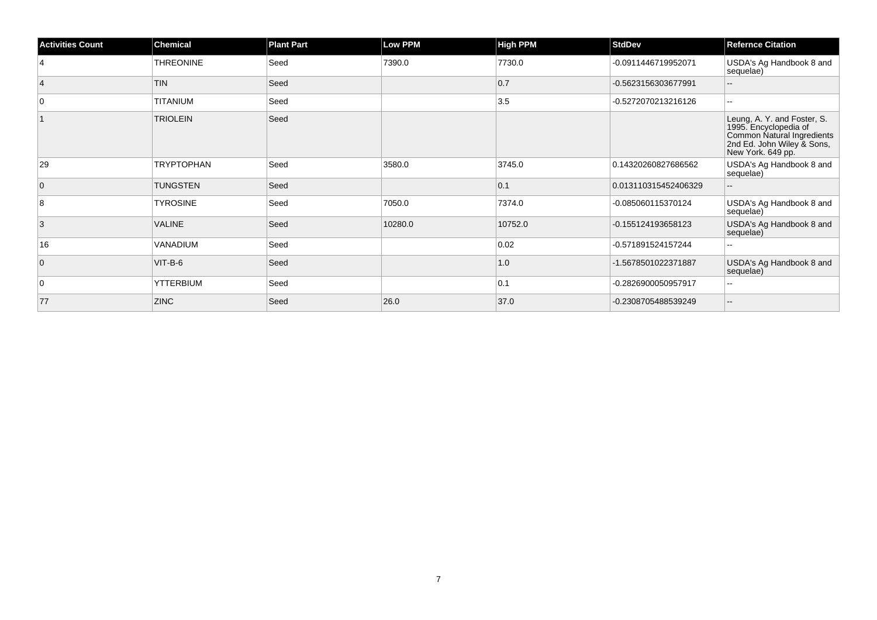| Activities Count | Chemical | Plant Part | Low PPM | High PPM | StdDev | Refernce Citation |
| --- | --- | --- | --- | --- | --- | --- |
| 4 | THREONINE | Seed | 7390.0 | 7730.0 | -0.0911446719952071 | USDA's Ag Handbook 8 and sequelae) |
| 4 | TIN | Seed | | 0.7 | -0.5623156303677991 | -- |
| 0 | TITANIUM | Seed | | 3.5 | -0.5272070213216126 | -- |
| 1 | TRIOLEIN | Seed | | | | Leung, A. Y. and Foster, S. 1995. Encyclopedia of Common Natural Ingredients 2nd Ed. John Wiley & Sons, New York. 649 pp. |
| 29 | TRYPTOPHAN | Seed | 3580.0 | 3745.0 | 0.14320260827686562 | USDA's Ag Handbook 8 and sequelae) |
| 0 | TUNGSTEN | Seed | | 0.1 | 0.013110315452406329 | -- |
| 8 | TYROSINE | Seed | 7050.0 | 7374.0 | -0.085060115370124 | USDA's Ag Handbook 8 and sequelae) |
| 3 | VALINE | Seed | 10280.0 | 10752.0 | -0.155124193658123 | USDA's Ag Handbook 8 and sequelae) |
| 16 | VANADIUM | Seed | | 0.02 | -0.571891524157244 | -- |
| 0 | VIT-B-6 | Seed | | 1.0 | -1.5678501022371887 | USDA's Ag Handbook 8 and sequelae) |
| 0 | YTTERBIUM | Seed | | 0.1 | -0.2826900050957917 | -- |
| 77 | ZINC | Seed | 26.0 | 37.0 | -0.2308705488539249 | -- |